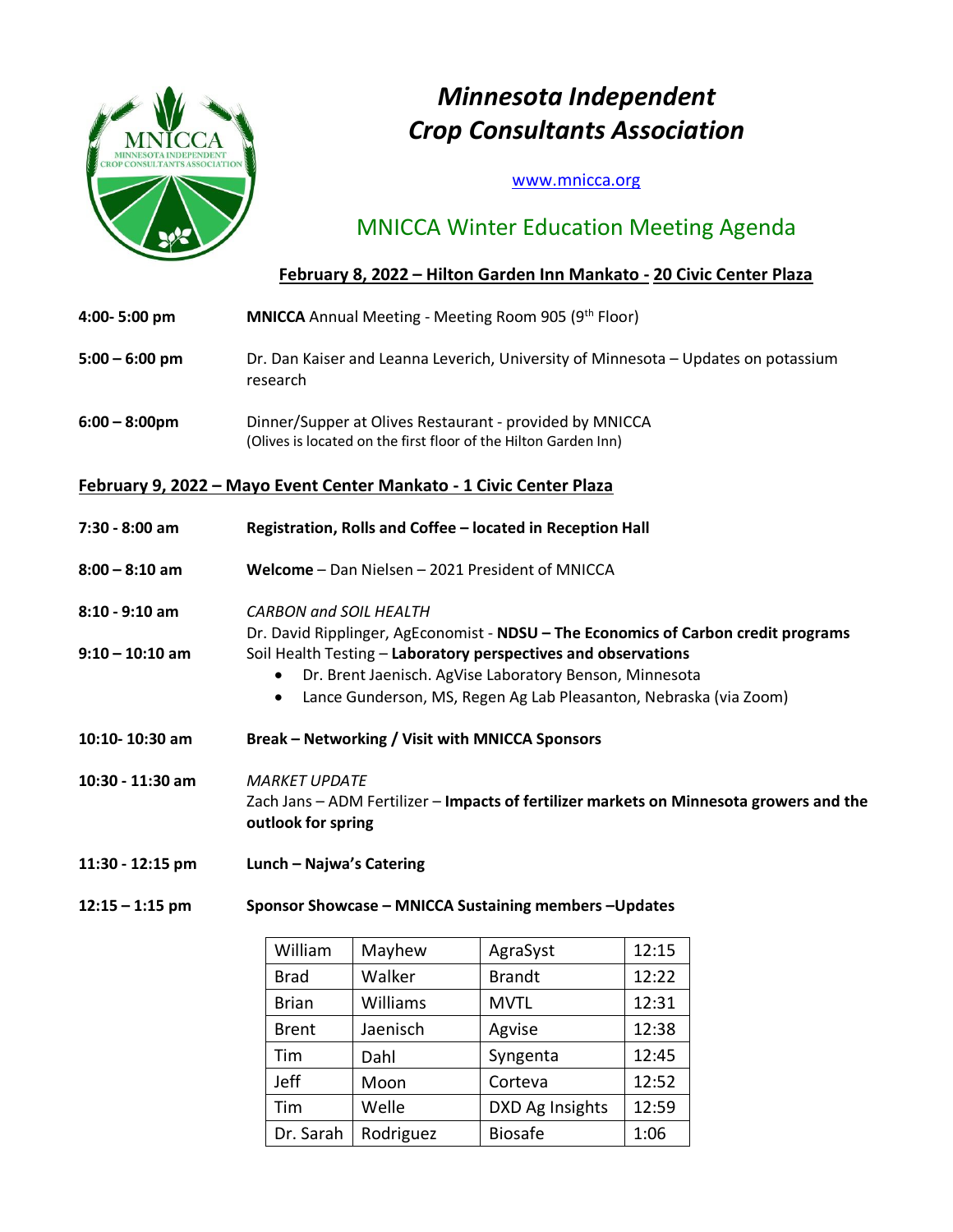# *Minnesota Independent Crop Consultants Association*

www.mnicca.org

## MNICCA Winter Education Meeting Agenda

**February 8, 2022 – Hilton Garden Inn Mankato - 20 Civic Center Plaza**

**4:00- 5:00 pm** **MNICCA** Annual Meeting - Meeting Room 905 (9th Floor)

**5:00 – 6:00 pm** Dr. Dan Kaiser and Leanna Leverich, University of Minnesota – Updates on potassium research

**6:00 – 8:00pm** Dinner/Supper at Olives Restaurant - provided by MNICCA
(Olives is located on the first floor of the Hilton Garden Inn)

**February 9, 2022 – Mayo Event Center Mankato - 1 Civic Center Plaza**

**7:30 - 8:00 am** **Registration, Rolls and Coffee – located in Reception Hall**

**8:00 – 8:10 am** **Welcome** – Dan Nielsen – 2021 President of MNICCA

**8:10 - 9:10 am** *CARBON and SOIL HEALTH*
Dr. David Ripplinger, AgEconomist - **NDSU – The Economics of Carbon credit programs**

**9:10 – 10:10 am** Soil Health Testing – **Laboratory perspectives and observations**

- Dr. Brent Jaenisch. AgVise Laboratory Benson, Minnesota
- Lance Gunderson, MS, Regen Ag Lab Pleasanton, Nebraska (via Zoom)

**10:10- 10:30 am** **Break – Networking / Visit with MNICCA Sponsors**

**10:30 - 11:30 am** *MARKET UPDATE*
Zach Jans – ADM Fertilizer – **Impacts of fertilizer markets on Minnesota growers and the outlook for spring**

**11:30 - 12:15 pm** **Lunch – Najwa's Catering**

**12:15 – 1:15 pm** **Sponsor Showcase – MNICCA Sustaining members –Updates**

| | | | |
|---|---|---|---|
| William | Mayhew | AgraSyst | 12:15 |
| Brad | Walker | Brandt | 12:22 |
| Brian | Williams | MVTL | 12:31 |
| Brent | Jaenisch | Agvise | 12:38 |
| Tim | Dahl | Syngenta | 12:45 |
| Jeff | Moon | Corteva | 12:52 |
| Tim | Welle | DXD Ag Insights | 12:59 |
| Dr. Sarah | Rodriguez | Biosafe | 1:06 |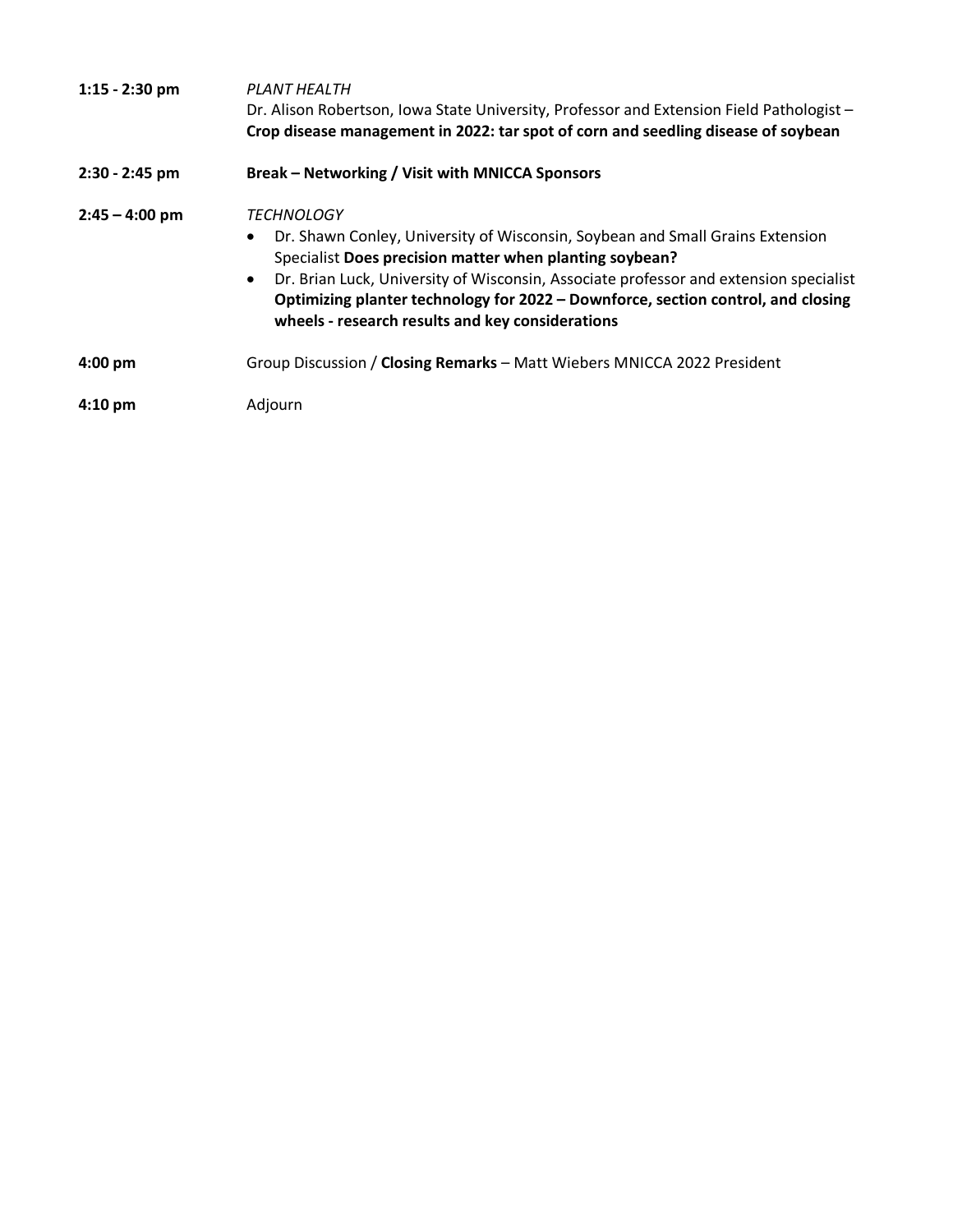**1:15 - 2:30 pm** *PLANT HEALTH*
Dr. Alison Robertson, Iowa State University, Professor and Extension Field Pathologist – **Crop disease management in 2022: tar spot of corn and seedling disease of soybean**

**2:30 - 2:45 pm** **Break – Networking / Visit with MNICCA Sponsors**

**2:45 – 4:00 pm** *TECHNOLOGY*

- Dr. Shawn Conley, University of Wisconsin, Soybean and Small Grains Extension Specialist **Does precision matter when planting soybean?**
- Dr. Brian Luck, University of Wisconsin, Associate professor and extension specialist **Optimizing planter technology for 2022 – Downforce, section control, and closing wheels - research results and key considerations**

**4:00 pm** Group Discussion / **Closing Remarks** – Matt Wiebers MNICCA 2022 President

**4:10 pm** Adjourn